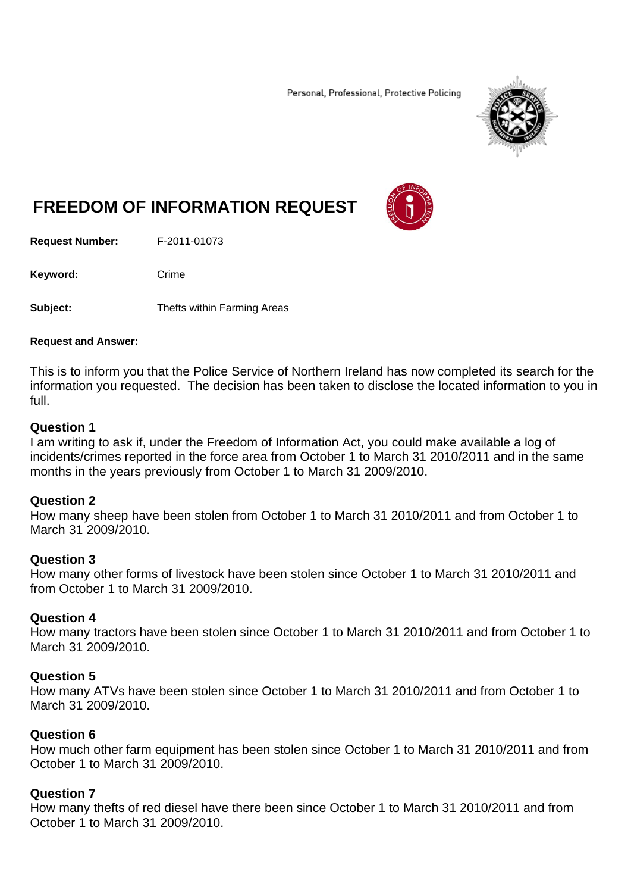Personal, Professional, Protective Policing

# FREEDOM OF INFORMATION REQUEST

**Request Number:** F-2011-01073

**Keyword:** Crime

**Subject:** Thefts within Farming Areas

**Request and Answer:**

This is to inform you that the Police Service of Northern Ireland has now completed its search for the information you requested. The decision has been taken to disclose the located information to you in full.

**Question 1**
I am writing to ask if, under the Freedom of Information Act, you could make available a log of incidents/crimes reported in the force area from October 1 to March 31 2010/2011 and in the same months in the years previously from October 1 to March 31 2009/2010.

**Question 2**
How many sheep have been stolen from October 1 to March 31 2010/2011 and from October 1 to March 31 2009/2010.

**Question 3**
How many other forms of livestock have been stolen since October 1 to March 31 2010/2011 and from October 1 to March 31 2009/2010.

**Question 4**
How many tractors have been stolen since October 1 to March 31 2010/2011 and from October 1 to March 31 2009/2010.

**Question 5**
How many ATVs have been stolen since October 1 to March 31 2010/2011 and from October 1 to March 31 2009/2010.

**Question 6**
How much other farm equipment has been stolen since October 1 to March 31 2010/2011 and from October 1 to March 31 2009/2010.

**Question 7**
How many thefts of red diesel have there been since October 1 to March 31 2010/2011 and from October 1 to March 31 2009/2010.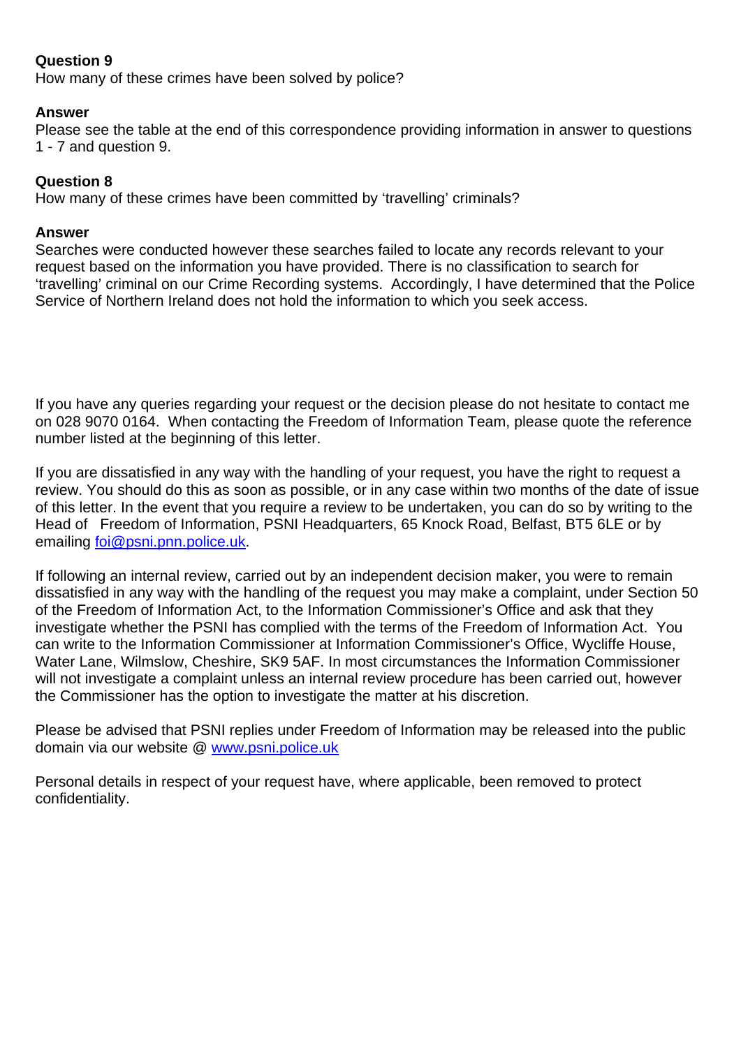**Question 9**
How many of these crimes have been solved by police?

**Answer**
Please see the table at the end of this correspondence providing information in answer to questions 1 - 7 and question 9.

**Question 8**
How many of these crimes have been committed by 'travelling' criminals?

**Answer**
Searches were conducted however these searches failed to locate any records relevant to your request based on the information you have provided. There is no classification to search for 'travelling' criminal on our Crime Recording systems. Accordingly, I have determined that the Police Service of Northern Ireland does not hold the information to which you seek access.

If you have any queries regarding your request or the decision please do not hesitate to contact me on 028 9070 0164. When contacting the Freedom of Information Team, please quote the reference number listed at the beginning of this letter.

If you are dissatisfied in any way with the handling of your request, you have the right to request a review. You should do this as soon as possible, or in any case within two months of the date of issue of this letter. In the event that you require a review to be undertaken, you can do so by writing to the Head of Freedom of Information, PSNI Headquarters, 65 Knock Road, Belfast, BT5 6LE or by emailing [foi@psni.pnn.police.uk](mailto:foi@psni.pnn.police.uk).

If following an internal review, carried out by an independent decision maker, you were to remain dissatisfied in any way with the handling of the request you may make a complaint, under Section 50 of the Freedom of Information Act, to the Information Commissioner's Office and ask that they investigate whether the PSNI has complied with the terms of the Freedom of Information Act. You can write to the Information Commissioner at Information Commissioner's Office, Wycliffe House, Water Lane, Wilmslow, Cheshire, SK9 5AF. In most circumstances the Information Commissioner will not investigate a complaint unless an internal review procedure has been carried out, however the Commissioner has the option to investigate the matter at his discretion.

Please be advised that PSNI replies under Freedom of Information may be released into the public domain via our website @ [www.psni.police.uk](http://www.psni.police.uk)

Personal details in respect of your request have, where applicable, been removed to protect confidentiality.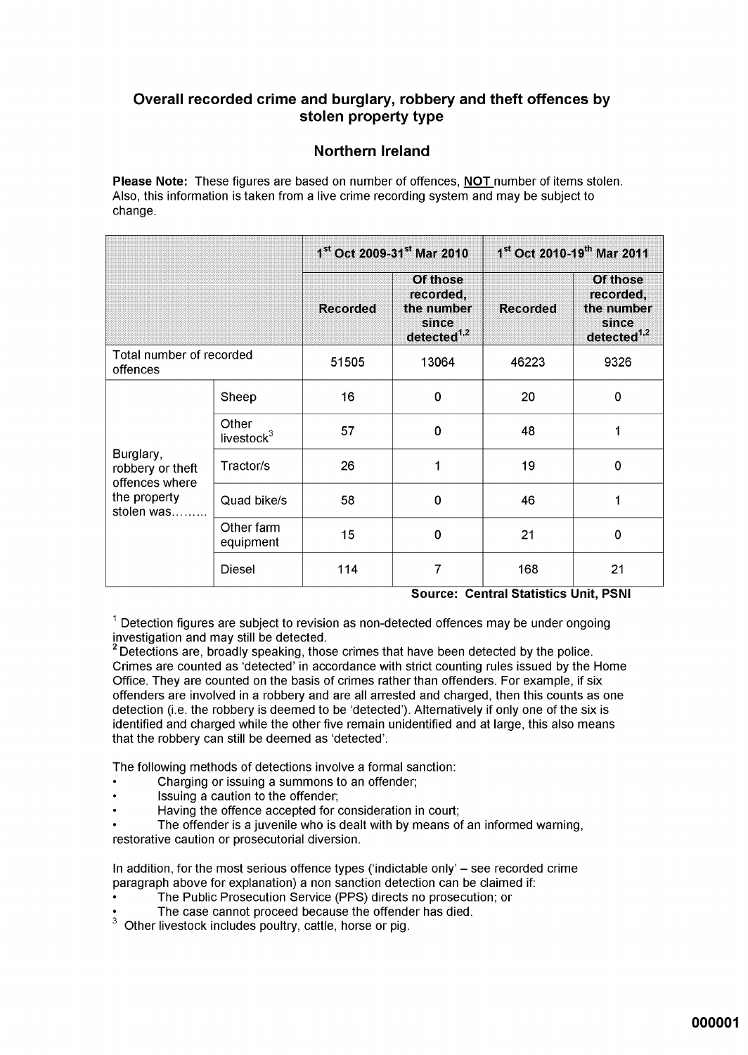## Overall recorded crime and burglary, robbery and theft offences by stolen property type

## Northern Ireland

**Please Note:** These figures are based on number of offences, **NOT** number of items stolen. Also, this information is taken from a live crime recording system and may be subject to change.

| | | 1st Oct 2009-31st Mar 2010 | | 1st Oct 2010-19th Mar 2011 | |
|---|---|---|---|---|---|
| | | Recorded | Of those recorded, the number since detected[1,2] | Recorded | Of those recorded, the number since detected[1,2] |
| Total number of recorded offences | | 51505 | 13064 | 46223 | 9326 |
| Burglary, robbery or theft offences where the property stolen was……… | Sheep | 16 | 0 | 20 | 0 |
| | Other livestock[3] | 57 | 0 | 48 | 1 |
| | Tractor/s | 26 | 1 | 19 | 0 |
| | Quad bike/s | 58 | 0 | 46 | 1 |
| | Other farm equipment | 15 | 0 | 21 | 0 |
| | Diesel | 114 | 7 | 168 | 21 |

**Source: Central Statistics Unit, PSNI**

[1] Detection figures are subject to revision as non-detected offences may be under ongoing investigation and may still be detected.

[2] Detections are, broadly speaking, those crimes that have been detected by the police. Crimes are counted as 'detected' in accordance with strict counting rules issued by the Home Office. They are counted on the basis of crimes rather than offenders. For example, if six offenders are involved in a robbery and are all arrested and charged, then this counts as one detection (i.e. the robbery is deemed to be 'detected'). Alternatively if only one of the six is identified and charged while the other five remain unidentified and at large, this also means that the robbery can still be deemed as 'detected'.

The following methods of detections involve a formal sanction:

- Charging or issuing a summons to an offender;
- Issuing a caution to the offender;
- Having the offence accepted for consideration in court;
- The offender is a juvenile who is dealt with by means of an informed warning, restorative caution or prosecutorial diversion.

In addition, for the most serious offence types ('indictable only' – see recorded crime paragraph above for explanation) a non sanction detection can be claimed if:

- The Public Prosecution Service (PPS) directs no prosecution; or
- The case cannot proceed because the offender has died.

[3] Other livestock includes poultry, cattle, horse or pig.